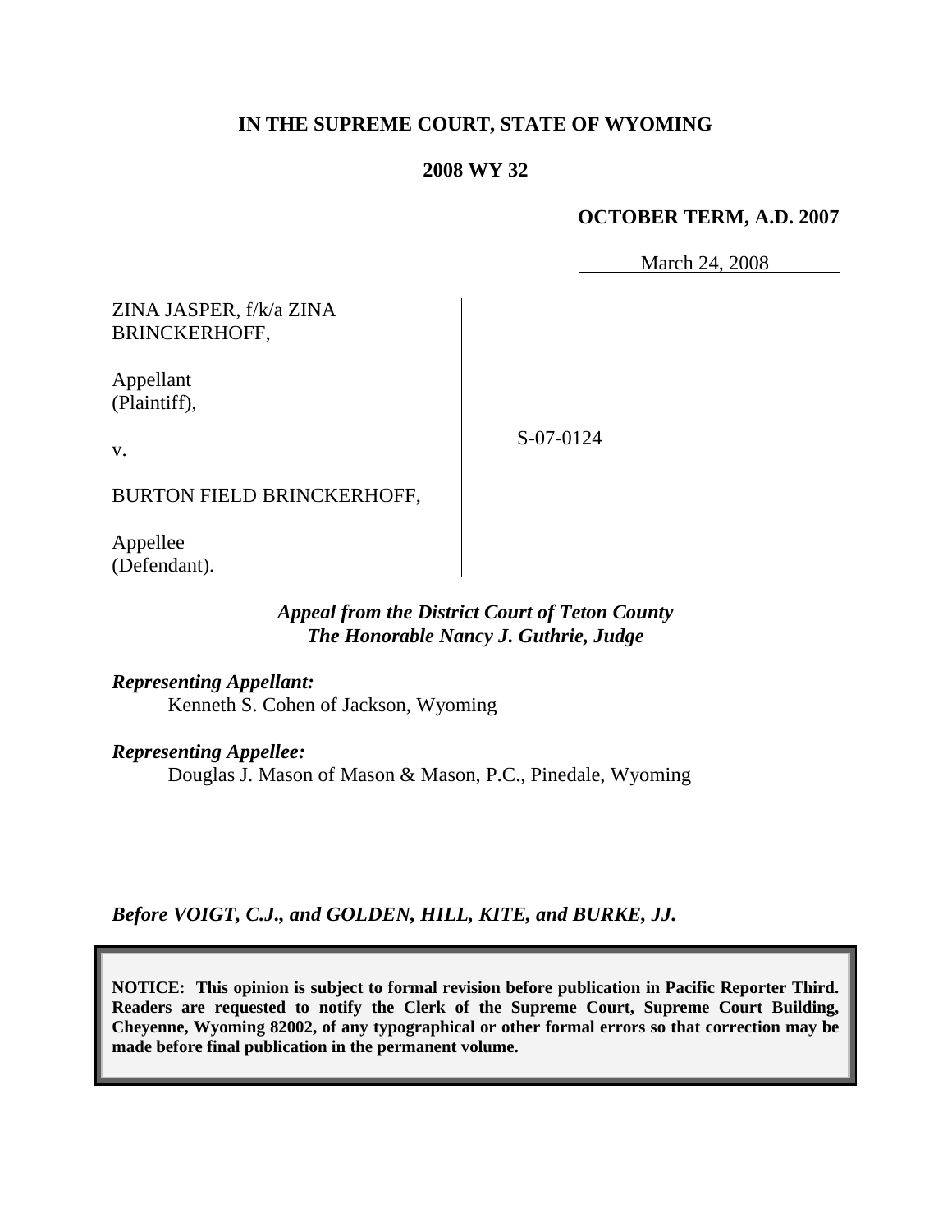**IN THE SUPREME COURT, STATE OF WYOMING**

**2008 WY 32**

**OCTOBER TERM, A.D. 2007**

March 24, 2008

ZINA JASPER, f/k/a ZINA BRINCKERHOFF,

Appellant (Plaintiff),

v.

BURTON FIELD BRINCKERHOFF,

Appellee (Defendant).

S-07-0124

***Appeal from the District Court of Teton County***
***The Honorable Nancy J. Guthrie, Judge***

***Representing Appellant:***
Kenneth S. Cohen of Jackson, Wyoming

***Representing Appellee:***
Douglas J. Mason of Mason & Mason, P.C., Pinedale, Wyoming

***Before VOIGT, C.J., and GOLDEN, HILL, KITE, and BURKE, JJ.***

**NOTICE: This opinion is subject to formal revision before publication in Pacific Reporter Third. Readers are requested to notify the Clerk of the Supreme Court, Supreme Court Building, Cheyenne, Wyoming 82002, of any typographical or other formal errors so that correction may be made before final publication in the permanent volume.**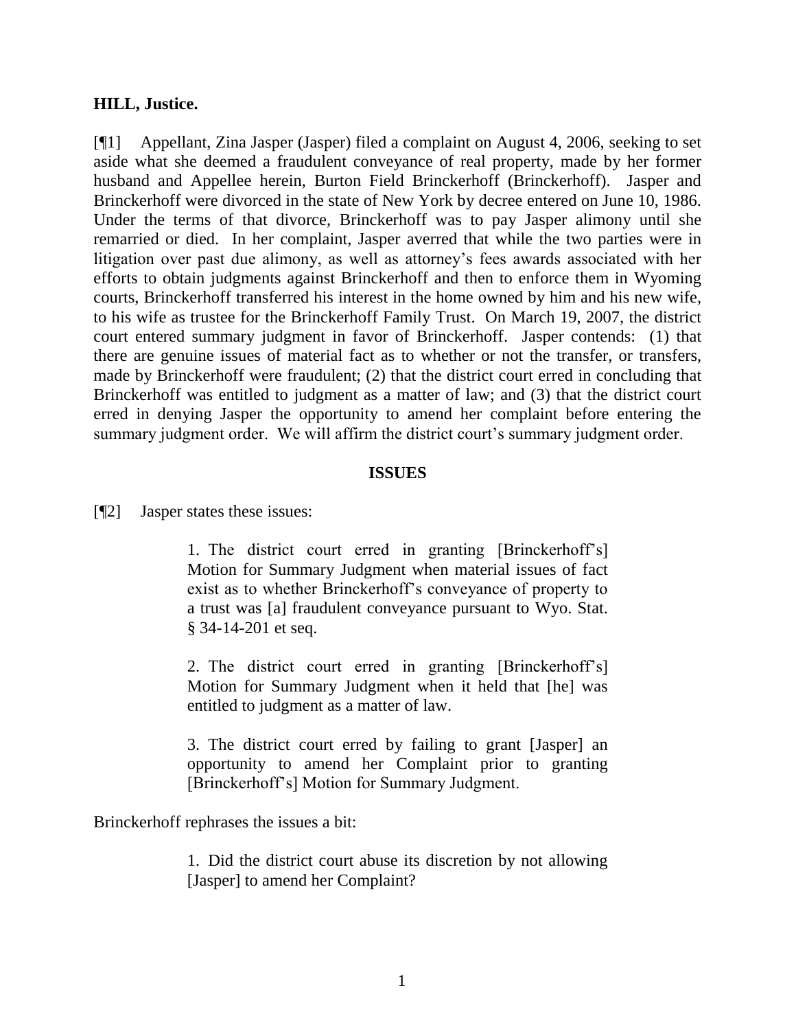**HILL, Justice.**

[¶1] Appellant, Zina Jasper (Jasper) filed a complaint on August 4, 2006, seeking to set aside what she deemed a fraudulent conveyance of real property, made by her former husband and Appellee herein, Burton Field Brinckerhoff (Brinckerhoff). Jasper and Brinckerhoff were divorced in the state of New York by decree entered on June 10, 1986. Under the terms of that divorce, Brinckerhoff was to pay Jasper alimony until she remarried or died. In her complaint, Jasper averred that while the two parties were in litigation over past due alimony, as well as attorney's fees awards associated with her efforts to obtain judgments against Brinckerhoff and then to enforce them in Wyoming courts, Brinckerhoff transferred his interest in the home owned by him and his new wife, to his wife as trustee for the Brinckerhoff Family Trust. On March 19, 2007, the district court entered summary judgment in favor of Brinckerhoff. Jasper contends: (1) that there are genuine issues of material fact as to whether or not the transfer, or transfers, made by Brinckerhoff were fraudulent; (2) that the district court erred in concluding that Brinckerhoff was entitled to judgment as a matter of law; and (3) that the district court erred in denying Jasper the opportunity to amend her complaint before entering the summary judgment order. We will affirm the district court's summary judgment order.

## ISSUES

[¶2] Jasper states these issues:

> 1. The district court erred in granting [Brinckerhoff's] Motion for Summary Judgment when material issues of fact exist as to whether Brinckerhoff's conveyance of property to a trust was [a] fraudulent conveyance pursuant to Wyo. Stat. § 34-14-201 et seq.
>
> 2. The district court erred in granting [Brinckerhoff's] Motion for Summary Judgment when it held that [he] was entitled to judgment as a matter of law.
>
> 3. The district court erred by failing to grant [Jasper] an opportunity to amend her Complaint prior to granting [Brinckerhoff's] Motion for Summary Judgment.

Brinckerhoff rephrases the issues a bit:

> 1. Did the district court abuse its discretion by not allowing [Jasper] to amend her Complaint?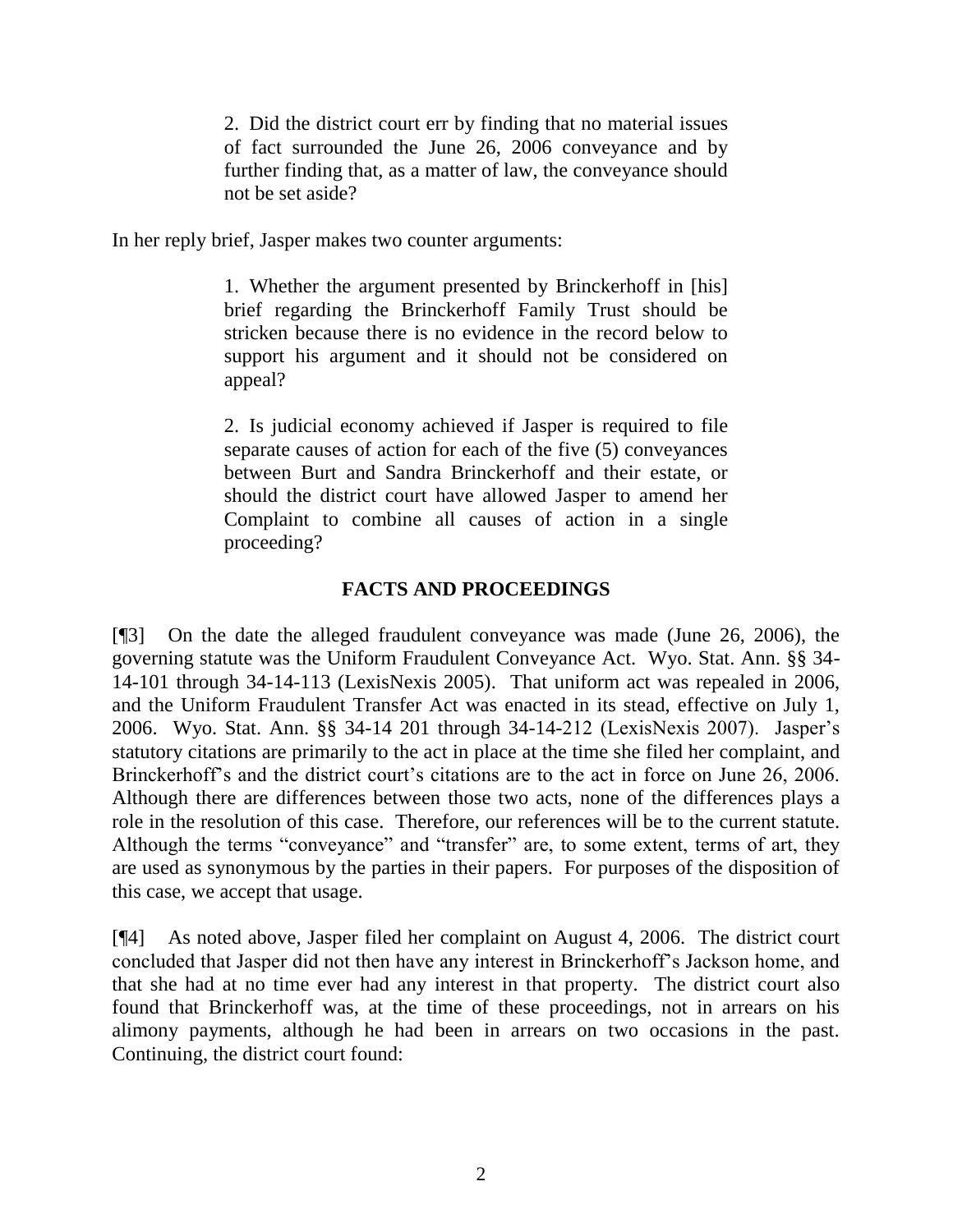> 2. Did the district court err by finding that no material issues of fact surrounded the June 26, 2006 conveyance and by further finding that, as a matter of law, the conveyance should not be set aside?

In her reply brief, Jasper makes two counter arguments:

> 1. Whether the argument presented by Brinckerhoff in [his] brief regarding the Brinckerhoff Family Trust should be stricken because there is no evidence in the record below to support his argument and it should not be considered on appeal?
>
> 2. Is judicial economy achieved if Jasper is required to file separate causes of action for each of the five (5) conveyances between Burt and Sandra Brinckerhoff and their estate, or should the district court have allowed Jasper to amend her Complaint to combine all causes of action in a single proceeding?

## FACTS AND PROCEEDINGS

[¶3] On the date the alleged fraudulent conveyance was made (June 26, 2006), the governing statute was the Uniform Fraudulent Conveyance Act. Wyo. Stat. Ann. §§ 34-14-101 through 34-14-113 (LexisNexis 2005). That uniform act was repealed in 2006, and the Uniform Fraudulent Transfer Act was enacted in its stead, effective on July 1, 2006. Wyo. Stat. Ann. §§ 34-14 201 through 34-14-212 (LexisNexis 2007). Jasper's statutory citations are primarily to the act in place at the time she filed her complaint, and Brinckerhoff's and the district court's citations are to the act in force on June 26, 2006. Although there are differences between those two acts, none of the differences plays a role in the resolution of this case. Therefore, our references will be to the current statute. Although the terms "conveyance" and "transfer" are, to some extent, terms of art, they are used as synonymous by the parties in their papers. For purposes of the disposition of this case, we accept that usage.

[¶4] As noted above, Jasper filed her complaint on August 4, 2006. The district court concluded that Jasper did not then have any interest in Brinckerhoff's Jackson home, and that she had at no time ever had any interest in that property. The district court also found that Brinckerhoff was, at the time of these proceedings, not in arrears on his alimony payments, although he had been in arrears on two occasions in the past. Continuing, the district court found: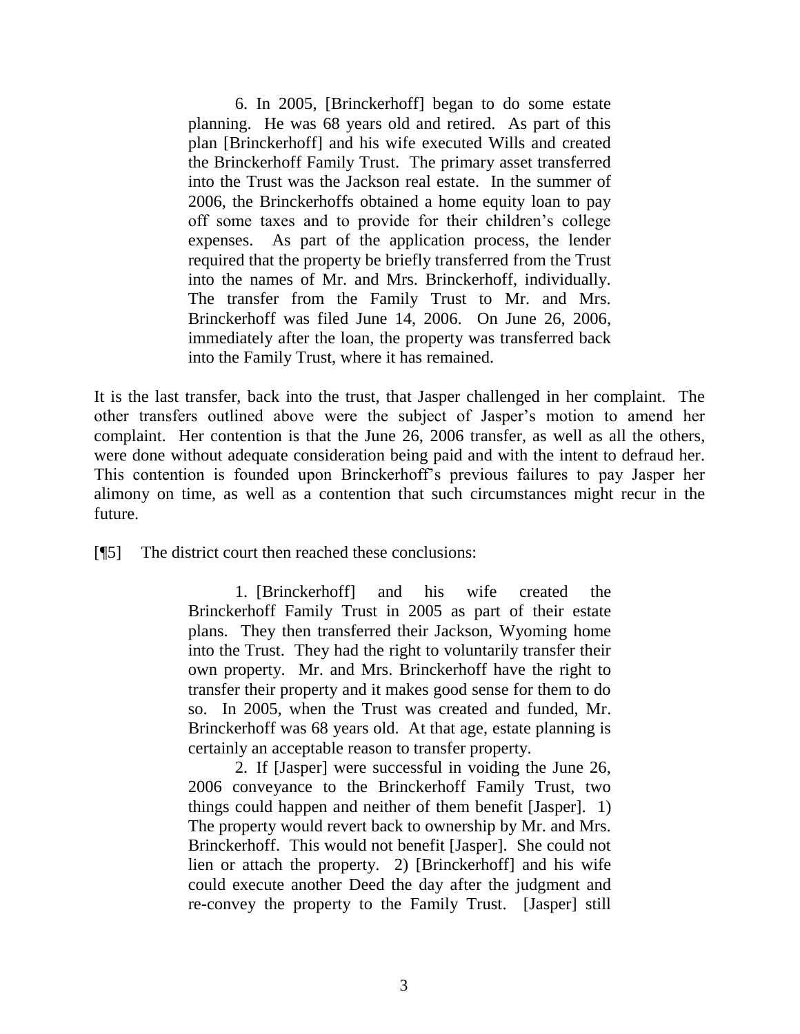> 6. In 2005, [Brinckerhoff] began to do some estate planning. He was 68 years old and retired. As part of this plan [Brinckerhoff] and his wife executed Wills and created the Brinckerhoff Family Trust. The primary asset transferred into the Trust was the Jackson real estate. In the summer of 2006, the Brinckerhoffs obtained a home equity loan to pay off some taxes and to provide for their children's college expenses. As part of the application process, the lender required that the property be briefly transferred from the Trust into the names of Mr. and Mrs. Brinckerhoff, individually. The transfer from the Family Trust to Mr. and Mrs. Brinckerhoff was filed June 14, 2006. On June 26, 2006, immediately after the loan, the property was transferred back into the Family Trust, where it has remained.

It is the last transfer, back into the trust, that Jasper challenged in her complaint. The other transfers outlined above were the subject of Jasper's motion to amend her complaint. Her contention is that the June 26, 2006 transfer, as well as all the others, were done without adequate consideration being paid and with the intent to defraud her. This contention is founded upon Brinckerhoff's previous failures to pay Jasper her alimony on time, as well as a contention that such circumstances might recur in the future.

[¶5] The district court then reached these conclusions:

> 1. [Brinckerhoff] and his wife created the Brinckerhoff Family Trust in 2005 as part of their estate plans. They then transferred their Jackson, Wyoming home into the Trust. They had the right to voluntarily transfer their own property. Mr. and Mrs. Brinckerhoff have the right to transfer their property and it makes good sense for them to do so. In 2005, when the Trust was created and funded, Mr. Brinckerhoff was 68 years old. At that age, estate planning is certainly an acceptable reason to transfer property.
>
> 2. If [Jasper] were successful in voiding the June 26, 2006 conveyance to the Brinckerhoff Family Trust, two things could happen and neither of them benefit [Jasper]. 1) The property would revert back to ownership by Mr. and Mrs. Brinckerhoff. This would not benefit [Jasper]. She could not lien or attach the property. 2) [Brinckerhoff] and his wife could execute another Deed the day after the judgment and re-convey the property to the Family Trust. [Jasper] still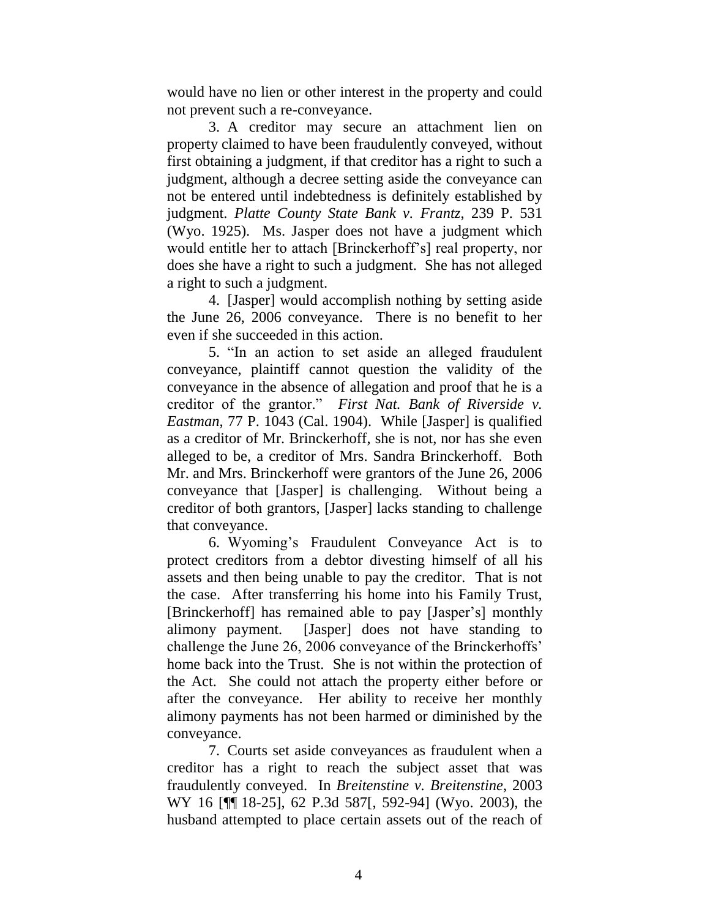would have no lien or other interest in the property and could not prevent such a re-conveyance.

3. A creditor may secure an attachment lien on property claimed to have been fraudulently conveyed, without first obtaining a judgment, if that creditor has a right to such a judgment, although a decree setting aside the conveyance can not be entered until indebtedness is definitely established by judgment. *Platte County State Bank v. Frantz*, 239 P. 531 (Wyo. 1925). Ms. Jasper does not have a judgment which would entitle her to attach [Brinckerhoff's] real property, nor does she have a right to such a judgment. She has not alleged a right to such a judgment.

4. [Jasper] would accomplish nothing by setting aside the June 26, 2006 conveyance. There is no benefit to her even if she succeeded in this action.

5. "In an action to set aside an alleged fraudulent conveyance, plaintiff cannot question the validity of the conveyance in the absence of allegation and proof that he is a creditor of the grantor." *First Nat. Bank of Riverside v. Eastman*, 77 P. 1043 (Cal. 1904). While [Jasper] is qualified as a creditor of Mr. Brinckerhoff, she is not, nor has she even alleged to be, a creditor of Mrs. Sandra Brinckerhoff. Both Mr. and Mrs. Brinckerhoff were grantors of the June 26, 2006 conveyance that [Jasper] is challenging. Without being a creditor of both grantors, [Jasper] lacks standing to challenge that conveyance.

6. Wyoming's Fraudulent Conveyance Act is to protect creditors from a debtor divesting himself of all his assets and then being unable to pay the creditor. That is not the case. After transferring his home into his Family Trust, [Brinckerhoff] has remained able to pay [Jasper's] monthly alimony payment. [Jasper] does not have standing to challenge the June 26, 2006 conveyance of the Brinckerhoffs' home back into the Trust. She is not within the protection of the Act. She could not attach the property either before or after the conveyance. Her ability to receive her monthly alimony payments has not been harmed or diminished by the conveyance.

7. Courts set aside conveyances as fraudulent when a creditor has a right to reach the subject asset that was fraudulently conveyed. In *Breitenstine v. Breitenstine*, 2003 WY 16 [¶¶ 18-25], 62 P.3d 587[, 592-94] (Wyo. 2003), the husband attempted to place certain assets out of the reach of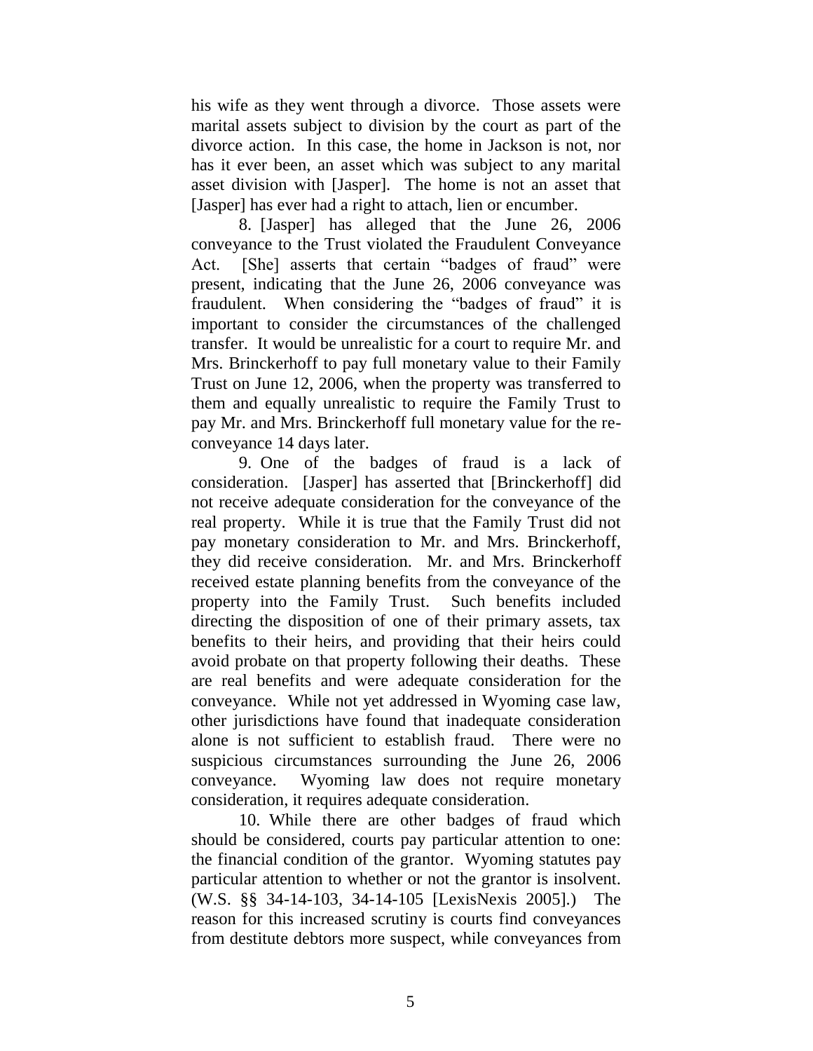his wife as they went through a divorce. Those assets were marital assets subject to division by the court as part of the divorce action. In this case, the home in Jackson is not, nor has it ever been, an asset which was subject to any marital asset division with [Jasper]. The home is not an asset that [Jasper] has ever had a right to attach, lien or encumber.

8. [Jasper] has alleged that the June 26, 2006 conveyance to the Trust violated the Fraudulent Conveyance Act. [She] asserts that certain "badges of fraud" were present, indicating that the June 26, 2006 conveyance was fraudulent. When considering the "badges of fraud" it is important to consider the circumstances of the challenged transfer. It would be unrealistic for a court to require Mr. and Mrs. Brinckerhoff to pay full monetary value to their Family Trust on June 12, 2006, when the property was transferred to them and equally unrealistic to require the Family Trust to pay Mr. and Mrs. Brinckerhoff full monetary value for the re-conveyance 14 days later.

9. One of the badges of fraud is a lack of consideration. [Jasper] has asserted that [Brinckerhoff] did not receive adequate consideration for the conveyance of the real property. While it is true that the Family Trust did not pay monetary consideration to Mr. and Mrs. Brinckerhoff, they did receive consideration. Mr. and Mrs. Brinckerhoff received estate planning benefits from the conveyance of the property into the Family Trust. Such benefits included directing the disposition of one of their primary assets, tax benefits to their heirs, and providing that their heirs could avoid probate on that property following their deaths. These are real benefits and were adequate consideration for the conveyance. While not yet addressed in Wyoming case law, other jurisdictions have found that inadequate consideration alone is not sufficient to establish fraud. There were no suspicious circumstances surrounding the June 26, 2006 conveyance. Wyoming law does not require monetary consideration, it requires adequate consideration.

10. While there are other badges of fraud which should be considered, courts pay particular attention to one: the financial condition of the grantor. Wyoming statutes pay particular attention to whether or not the grantor is insolvent. (W.S. §§ 34-14-103, 34-14-105 [LexisNexis 2005].) The reason for this increased scrutiny is courts find conveyances from destitute debtors more suspect, while conveyances from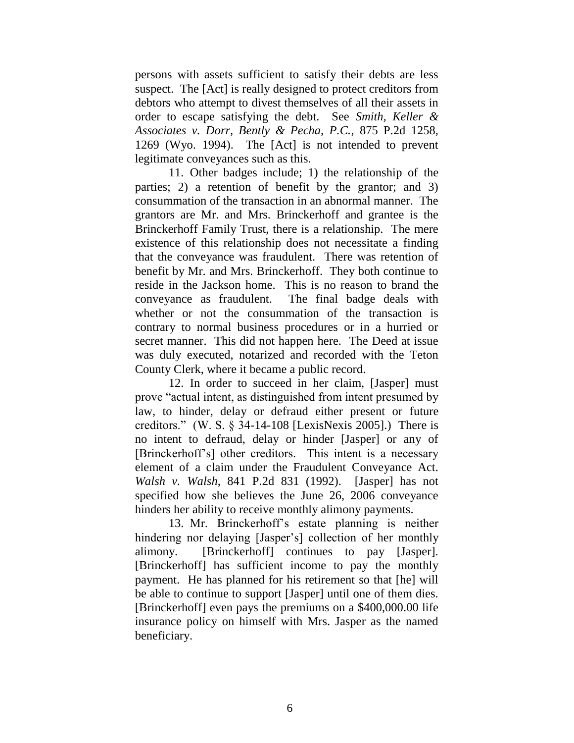persons with assets sufficient to satisfy their debts are less suspect. The [Act] is really designed to protect creditors from debtors who attempt to divest themselves of all their assets in order to escape satisfying the debt. See *Smith, Keller & Associates v. Dorr, Bently & Pecha, P.C.*, 875 P.2d 1258, 1269 (Wyo. 1994). The [Act] is not intended to prevent legitimate conveyances such as this.

11. Other badges include; 1) the relationship of the parties; 2) a retention of benefit by the grantor; and 3) consummation of the transaction in an abnormal manner. The grantors are Mr. and Mrs. Brinckerhoff and grantee is the Brinckerhoff Family Trust, there is a relationship. The mere existence of this relationship does not necessitate a finding that the conveyance was fraudulent. There was retention of benefit by Mr. and Mrs. Brinckerhoff. They both continue to reside in the Jackson home. This is no reason to brand the conveyance as fraudulent. The final badge deals with whether or not the consummation of the transaction is contrary to normal business procedures or in a hurried or secret manner. This did not happen here. The Deed at issue was duly executed, notarized and recorded with the Teton County Clerk, where it became a public record.

12. In order to succeed in her claim, [Jasper] must prove "actual intent, as distinguished from intent presumed by law, to hinder, delay or defraud either present or future creditors." (W. S. § 34-14-108 [LexisNexis 2005].) There is no intent to defraud, delay or hinder [Jasper] or any of [Brinckerhoff's] other creditors. This intent is a necessary element of a claim under the Fraudulent Conveyance Act. *Walsh v. Walsh*, 841 P.2d 831 (1992). [Jasper] has not specified how she believes the June 26, 2006 conveyance hinders her ability to receive monthly alimony payments.

13. Mr. Brinckerhoff's estate planning is neither hindering nor delaying [Jasper's] collection of her monthly alimony. [Brinckerhoff] continues to pay [Jasper]. [Brinckerhoff] has sufficient income to pay the monthly payment. He has planned for his retirement so that [he] will be able to continue to support [Jasper] until one of them dies. [Brinckerhoff] even pays the premiums on a $400,000.00 life insurance policy on himself with Mrs. Jasper as the named beneficiary.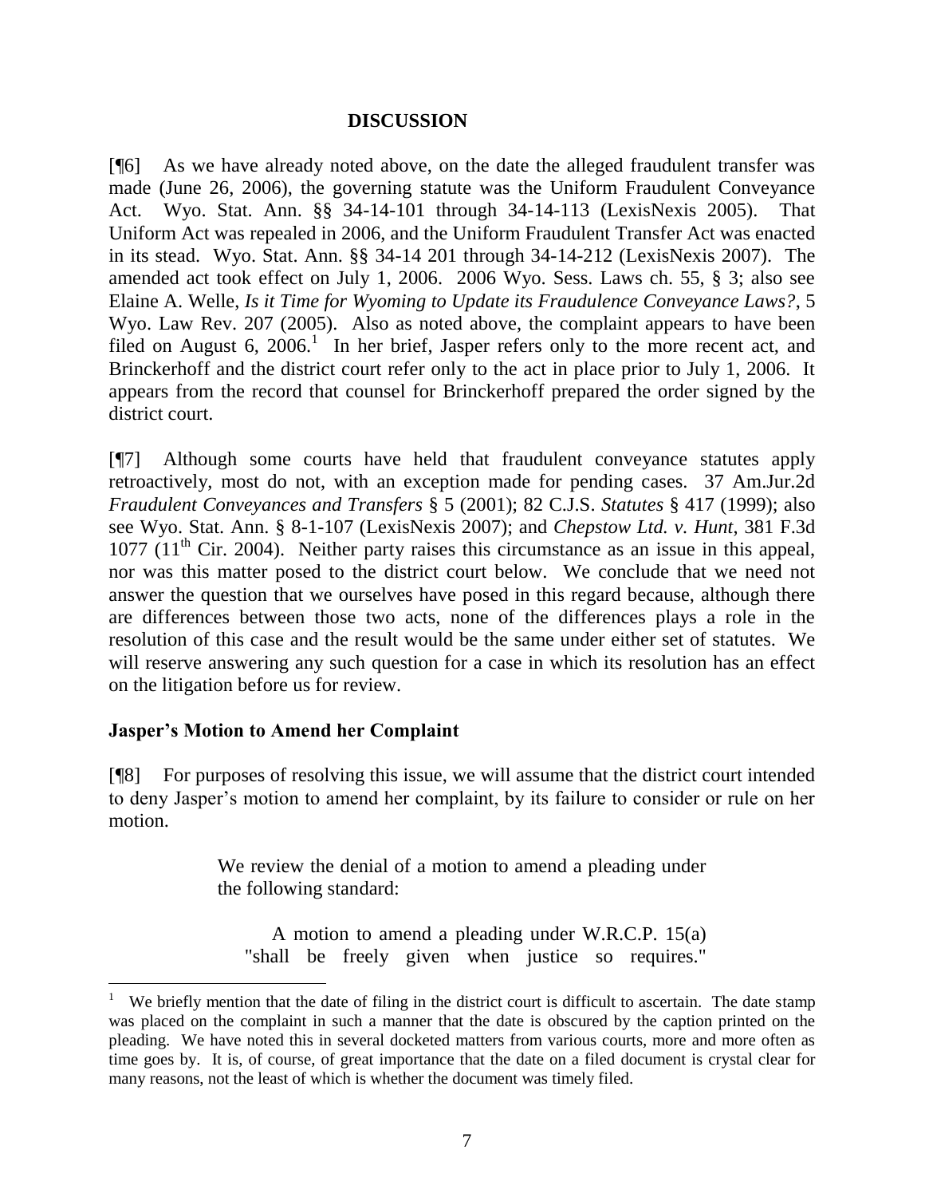## DISCUSSION

[¶6] As we have already noted above, on the date the alleged fraudulent transfer was made (June 26, 2006), the governing statute was the Uniform Fraudulent Conveyance Act. Wyo. Stat. Ann. §§ 34-14-101 through 34-14-113 (LexisNexis 2005). That Uniform Act was repealed in 2006, and the Uniform Fraudulent Transfer Act was enacted in its stead. Wyo. Stat. Ann. §§ 34-14 201 through 34-14-212 (LexisNexis 2007). The amended act took effect on July 1, 2006. 2006 Wyo. Sess. Laws ch. 55, § 3; also see Elaine A. Welle, *Is it Time for Wyoming to Update its Fraudulence Conveyance Laws?*, 5 Wyo. Law Rev. 207 (2005). Also as noted above, the complaint appears to have been filed on August 6, 2006.[1] In her brief, Jasper refers only to the more recent act, and Brinckerhoff and the district court refer only to the act in place prior to July 1, 2006. It appears from the record that counsel for Brinckerhoff prepared the order signed by the district court.

[¶7] Although some courts have held that fraudulent conveyance statutes apply retroactively, most do not, with an exception made for pending cases. 37 Am.Jur.2d *Fraudulent Conveyances and Transfers* § 5 (2001); 82 C.J.S. *Statutes* § 417 (1999); also see Wyo. Stat. Ann. § 8-1-107 (LexisNexis 2007); and *Chepstow Ltd. v. Hunt*, 381 F.3d 1077 (11th Cir. 2004). Neither party raises this circumstance as an issue in this appeal, nor was this matter posed to the district court below. We conclude that we need not answer the question that we ourselves have posed in this regard because, although there are differences between those two acts, none of the differences plays a role in the resolution of this case and the result would be the same under either set of statutes. We will reserve answering any such question for a case in which its resolution has an effect on the litigation before us for review.

### Jasper's Motion to Amend her Complaint

[¶8] For purposes of resolving this issue, we will assume that the district court intended to deny Jasper's motion to amend her complaint, by its failure to consider or rule on her motion.

> We review the denial of a motion to amend a pleading under the following standard:
>
> > A motion to amend a pleading under W.R.C.P. 15(a) "shall be freely given when justice so requires."

---

[1] We briefly mention that the date of filing in the district court is difficult to ascertain. The date stamp was placed on the complaint in such a manner that the date is obscured by the caption printed on the pleading. We have noted this in several docketed matters from various courts, more and more often as time goes by. It is, of course, of great importance that the date on a filed document is crystal clear for many reasons, not the least of which is whether the document was timely filed.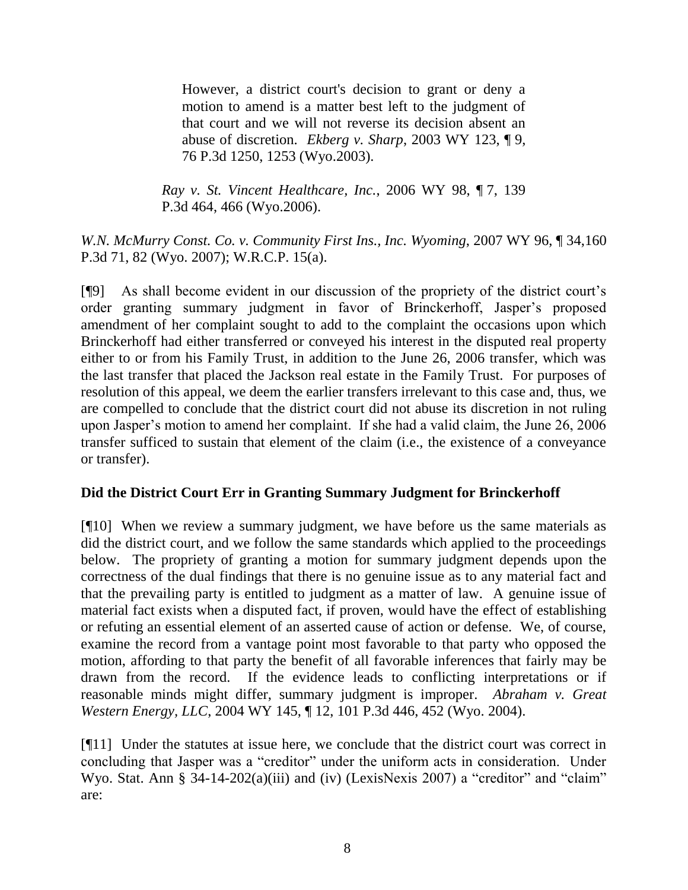> However, a district court's decision to grant or deny a motion to amend is a matter best left to the judgment of that court and we will not reverse its decision absent an abuse of discretion. *Ekberg v. Sharp*, 2003 WY 123, ¶ 9, 76 P.3d 1250, 1253 (Wyo.2003).
>
> *Ray v. St. Vincent Healthcare, Inc.*, 2006 WY 98, ¶ 7, 139 P.3d 464, 466 (Wyo.2006).

*W.N. McMurry Const. Co. v. Community First Ins., Inc. Wyoming*, 2007 WY 96, ¶ 34,160 P.3d 71, 82 (Wyo. 2007); W.R.C.P. 15(a).

[¶9] As shall become evident in our discussion of the propriety of the district court's order granting summary judgment in favor of Brinckerhoff, Jasper's proposed amendment of her complaint sought to add to the complaint the occasions upon which Brinckerhoff had either transferred or conveyed his interest in the disputed real property either to or from his Family Trust, in addition to the June 26, 2006 transfer, which was the last transfer that placed the Jackson real estate in the Family Trust. For purposes of resolution of this appeal, we deem the earlier transfers irrelevant to this case and, thus, we are compelled to conclude that the district court did not abuse its discretion in not ruling upon Jasper's motion to amend her complaint. If she had a valid claim, the June 26, 2006 transfer sufficed to sustain that element of the claim (i.e., the existence of a conveyance or transfer).

## Did the District Court Err in Granting Summary Judgment for Brinckerhoff

[¶10] When we review a summary judgment, we have before us the same materials as did the district court, and we follow the same standards which applied to the proceedings below. The propriety of granting a motion for summary judgment depends upon the correctness of the dual findings that there is no genuine issue as to any material fact and that the prevailing party is entitled to judgment as a matter of law. A genuine issue of material fact exists when a disputed fact, if proven, would have the effect of establishing or refuting an essential element of an asserted cause of action or defense. We, of course, examine the record from a vantage point most favorable to that party who opposed the motion, affording to that party the benefit of all favorable inferences that fairly may be drawn from the record. If the evidence leads to conflicting interpretations or if reasonable minds might differ, summary judgment is improper. *Abraham v. Great Western Energy, LLC*, 2004 WY 145, ¶ 12, 101 P.3d 446, 452 (Wyo. 2004).

[¶11] Under the statutes at issue here, we conclude that the district court was correct in concluding that Jasper was a "creditor" under the uniform acts in consideration. Under Wyo. Stat. Ann § 34-14-202(a)(iii) and (iv) (LexisNexis 2007) a "creditor" and "claim" are: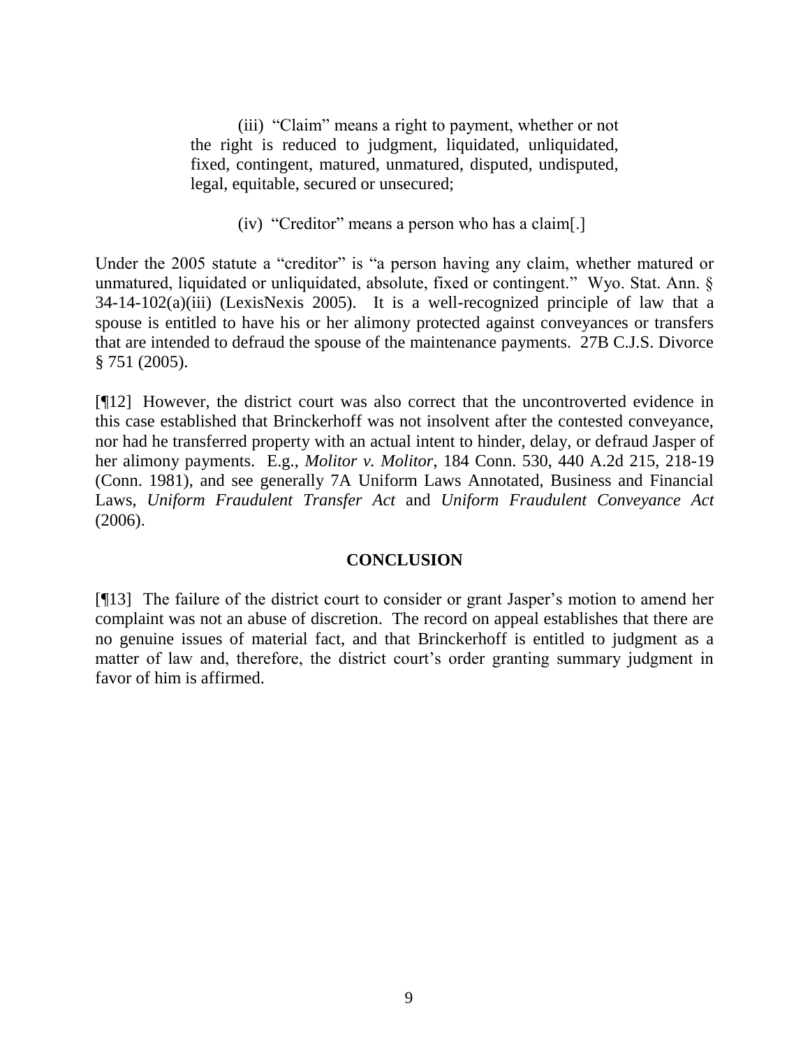> (iii) "Claim" means a right to payment, whether or not the right is reduced to judgment, liquidated, unliquidated, fixed, contingent, matured, unmatured, disputed, undisputed, legal, equitable, secured or unsecured;
>
> (iv) "Creditor" means a person who has a claim[.]

Under the 2005 statute a "creditor" is "a person having any claim, whether matured or unmatured, liquidated or unliquidated, absolute, fixed or contingent." Wyo. Stat. Ann. § 34-14-102(a)(iii) (LexisNexis 2005). It is a well-recognized principle of law that a spouse is entitled to have his or her alimony protected against conveyances or transfers that are intended to defraud the spouse of the maintenance payments. 27B C.J.S. Divorce § 751 (2005).

[¶12] However, the district court was also correct that the uncontroverted evidence in this case established that Brinckerhoff was not insolvent after the contested conveyance, nor had he transferred property with an actual intent to hinder, delay, or defraud Jasper of her alimony payments. E.g., *Molitor v. Molitor*, 184 Conn. 530, 440 A.2d 215, 218-19 (Conn. 1981), and see generally 7A Uniform Laws Annotated, Business and Financial Laws, *Uniform Fraudulent Transfer Act* and *Uniform Fraudulent Conveyance Act* (2006).

## CONCLUSION

[¶13] The failure of the district court to consider or grant Jasper's motion to amend her complaint was not an abuse of discretion. The record on appeal establishes that there are no genuine issues of material fact, and that Brinckerhoff is entitled to judgment as a matter of law and, therefore, the district court's order granting summary judgment in favor of him is affirmed.